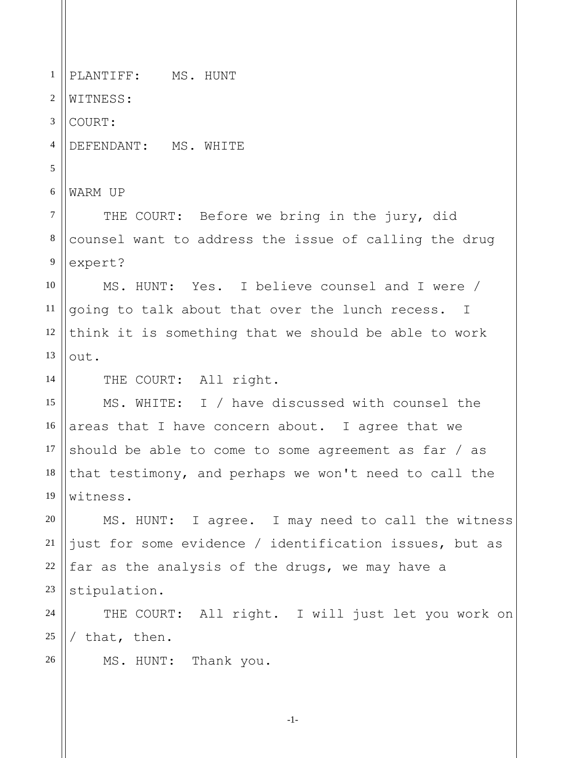PLANTIFF: MS. HUNT

WITNESS:

COURT:

DEFENDANT: MS. WHITE

WARM UP

THE COURT: Before we bring in the jury, did counsel want to address the issue of calling the drug expert?

MS. HUNT: Yes. I believe counsel and I were / going to talk about that over the lunch recess. I think it is something that we should be able to work out.

THE COURT: All right.

MS. WHITE: I / have discussed with counsel the areas that I have concern about. I agree that we should be able to come to some agreement as far / as that testimony, and perhaps we won't need to call the witness.

MS. HUNT: I agree. I may need to call the witness just for some evidence / identification issues, but as far as the analysis of the drugs, we may have a stipulation.

THE COURT: All right. I will just let you work on / that, then.

MS. HUNT: Thank you.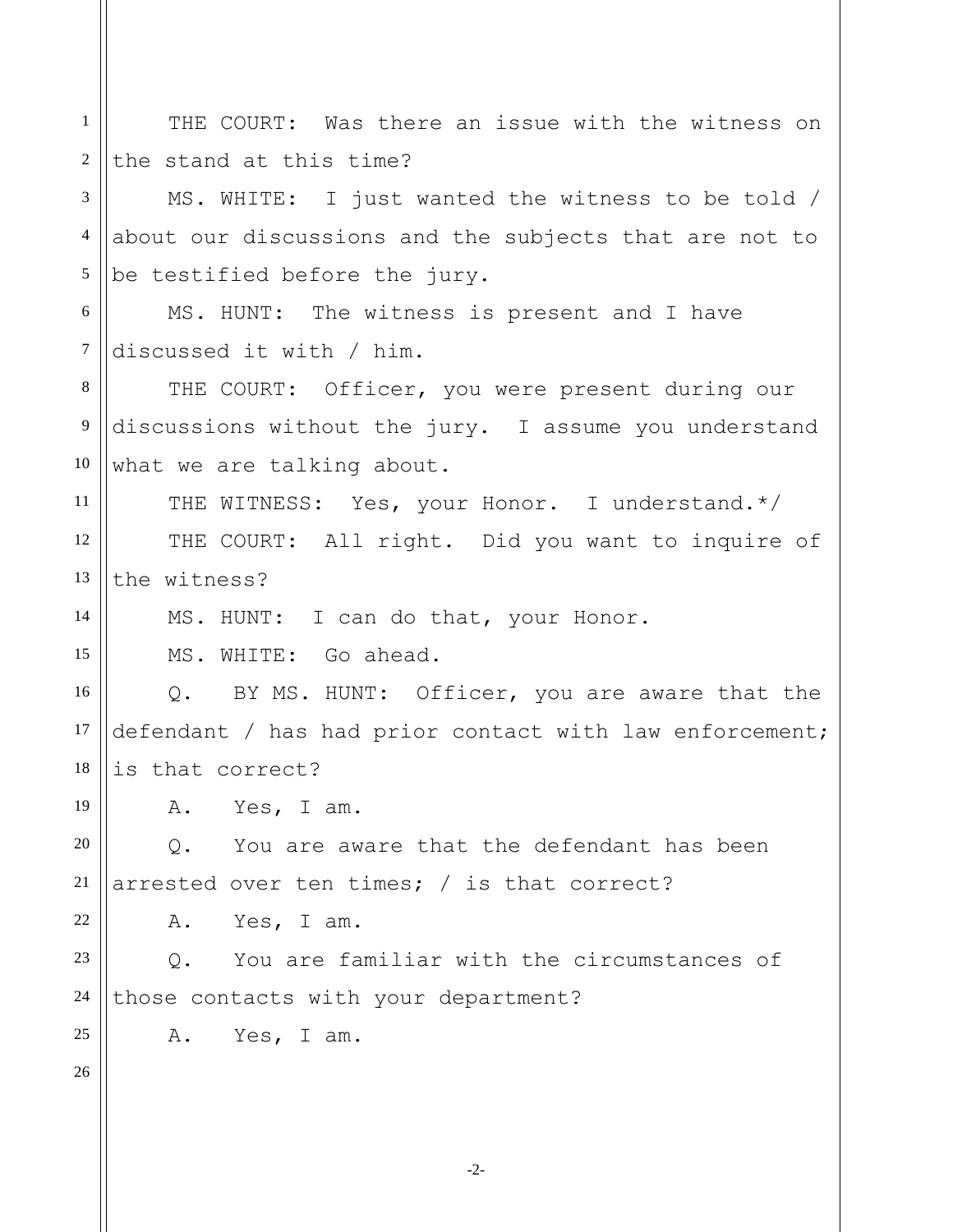THE COURT: Was there an issue with the witness on the stand at this time?

MS. WHITE: I just wanted the witness to be told / about our discussions and the subjects that are not to be testified before the jury.

MS. HUNT: The witness is present and I have discussed it with / him.

THE COURT: Officer, you were present during our discussions without the jury. I assume you understand what we are talking about.

THE WITNESS: Yes, your Honor. I understand.*/

THE COURT: All right. Did you want to inquire of the witness?

MS. HUNT: I can do that, your Honor.

MS. WHITE: Go ahead.

Q. BY MS. HUNT: Officer, you are aware that the defendant / has had prior contact with law enforcement; is that correct?

A. Yes, I am.

Q. You are aware that the defendant has been arrested over ten times; / is that correct?

A. Yes, I am.

Q. You are familiar with the circumstances of those contacts with your department?

A. Yes, I am.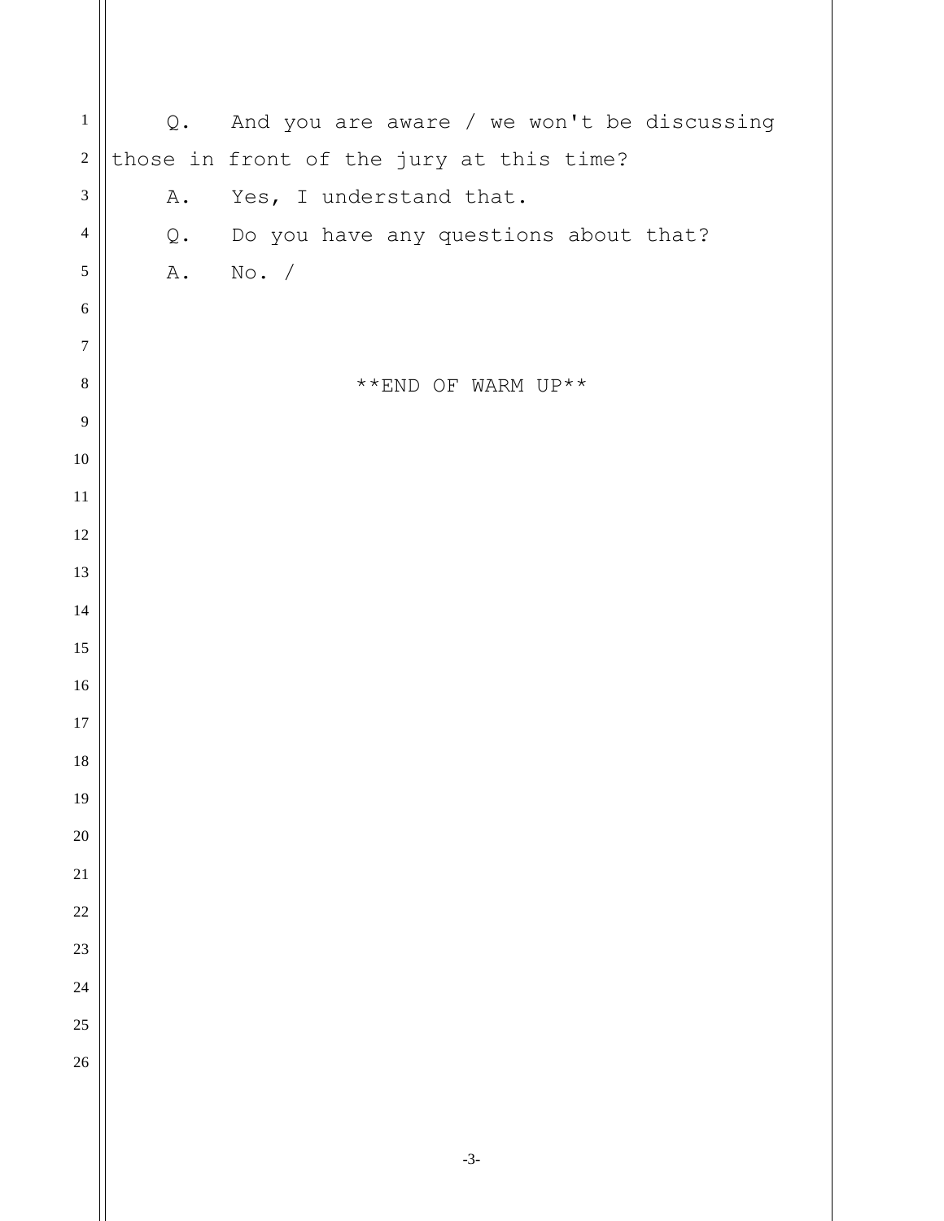Q. And you are aware / we won't be discussing those in front of the jury at this time?

A. Yes, I understand that.

Q. Do you have any questions about that?

A. No. /

**END OF WARM UP**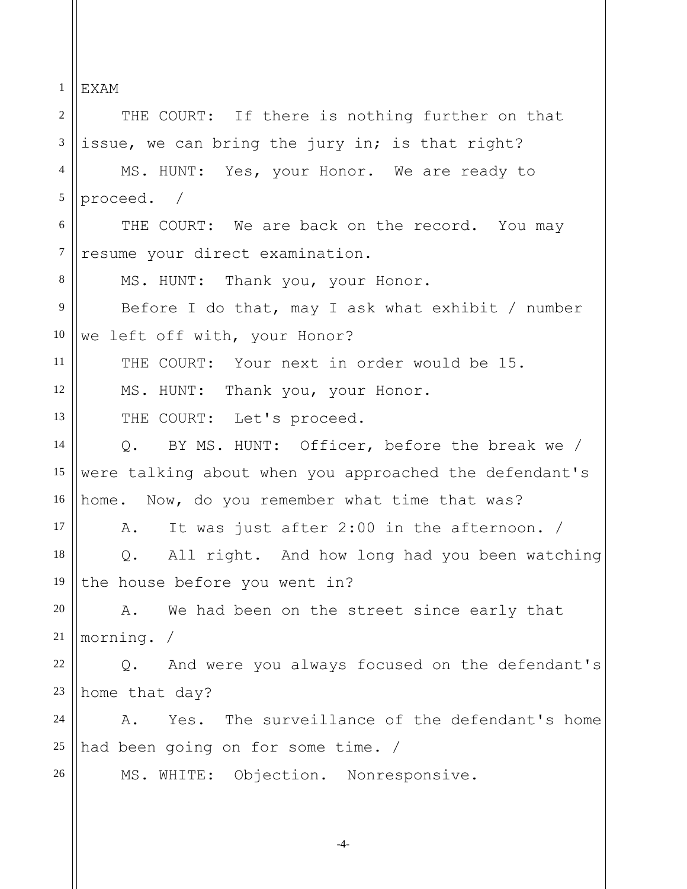EXAM

THE COURT: If there is nothing further on that issue, we can bring the jury in; is that right?

MS. HUNT: Yes, your Honor. We are ready to proceed. /

THE COURT: We are back on the record. You may resume your direct examination.

MS. HUNT: Thank you, your Honor.

Before I do that, may I ask what exhibit / number we left off with, your Honor?

THE COURT: Your next in order would be 15.

MS. HUNT: Thank you, your Honor.

THE COURT: Let's proceed.

Q. BY MS. HUNT: Officer, before the break we / were talking about when you approached the defendant's home. Now, do you remember what time that was?

A. It was just after 2:00 in the afternoon. /

Q. All right. And how long had you been watching the house before you went in?

A. We had been on the street since early that morning. /

Q. And were you always focused on the defendant's home that day?

A. Yes. The surveillance of the defendant's home had been going on for some time. /

MS. WHITE: Objection. Nonresponsive.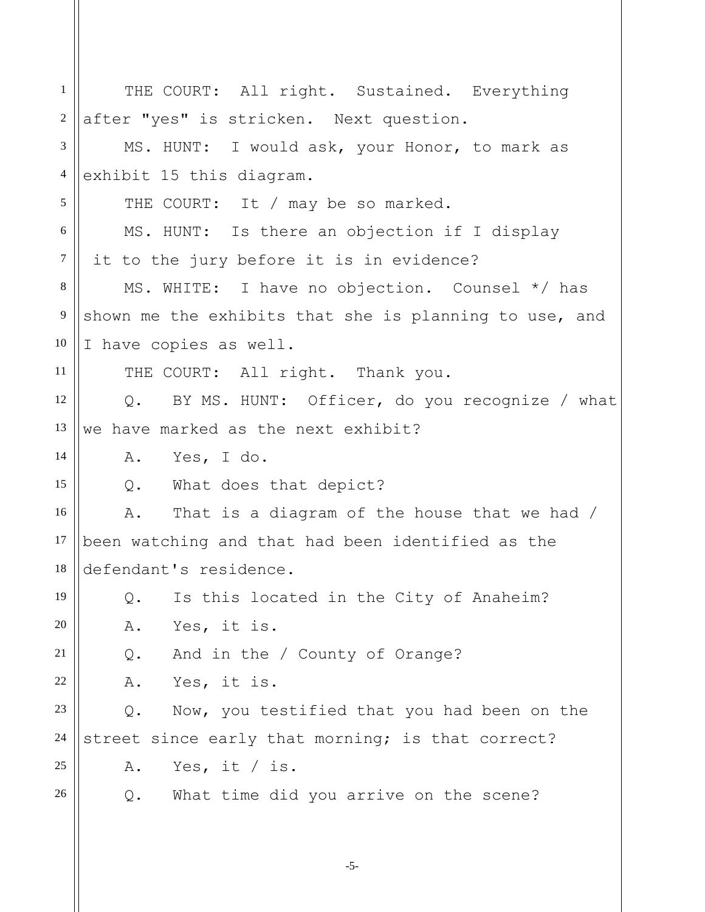THE COURT: All right. Sustained. Everything after "yes" is stricken. Next question.

MS. HUNT: I would ask, your Honor, to mark as exhibit 15 this diagram.

THE COURT: It / may be so marked.

MS. HUNT: Is there an objection if I display it to the jury before it is in evidence?

MS. WHITE: I have no objection. Counsel */ has shown me the exhibits that she is planning to use, and I have copies as well.

THE COURT: All right. Thank you.

Q. BY MS. HUNT: Officer, do you recognize / what we have marked as the next exhibit?

A. Yes, I do.

Q. What does that depict?

A. That is a diagram of the house that we had / been watching and that had been identified as the defendant's residence.

Q. Is this located in the City of Anaheim?

A. Yes, it is.

Q. And in the / County of Orange?

A. Yes, it is.

Q. Now, you testified that you had been on the street since early that morning; is that correct?

A. Yes, it / is.

Q. What time did you arrive on the scene?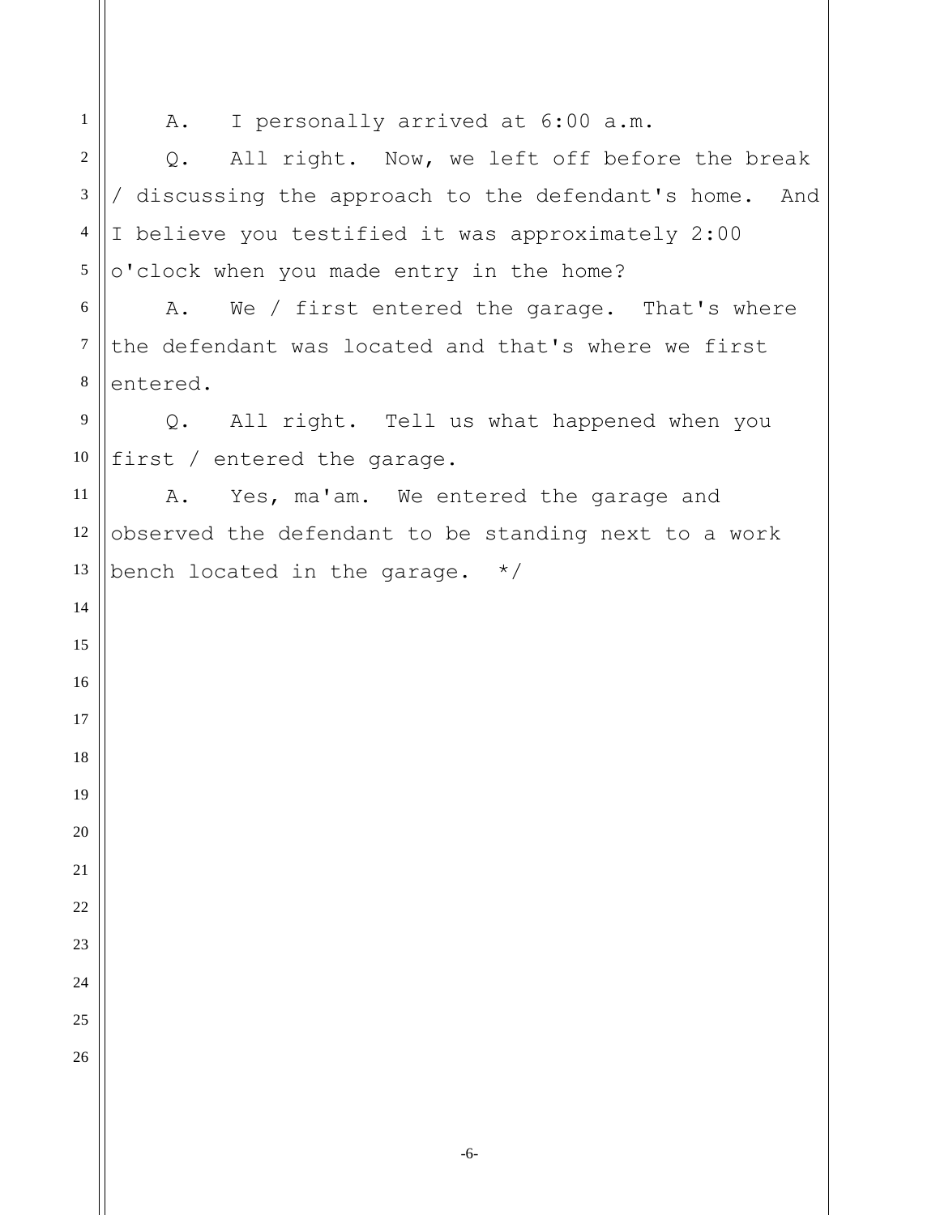A. I personally arrived at 6:00 a.m.

Q. All right. Now, we left off before the break / discussing the approach to the defendant's home. And I believe you testified it was approximately 2:00 o'clock when you made entry in the home?

A. We / first entered the garage. That's where the defendant was located and that's where we first entered.

Q. All right. Tell us what happened when you first / entered the garage.

A. Yes, ma'am. We entered the garage and observed the defendant to be standing next to a work bench located in the garage. */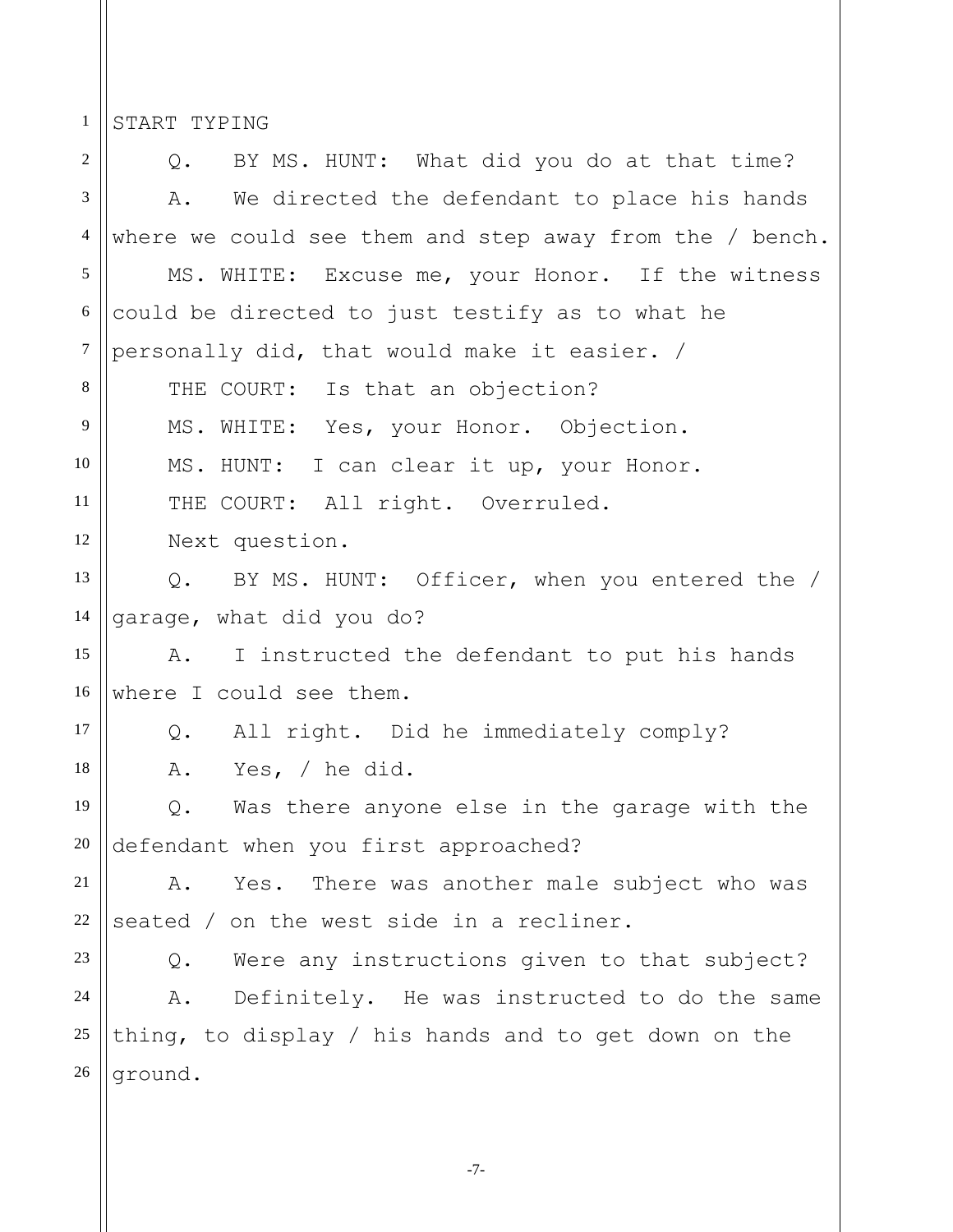START TYPING

Q. BY MS. HUNT: What did you do at that time?

A. We directed the defendant to place his hands where we could see them and step away from the / bench.

MS. WHITE: Excuse me, your Honor. If the witness could be directed to just testify as to what he personally did, that would make it easier. /

THE COURT: Is that an objection?

MS. WHITE: Yes, your Honor. Objection.

MS. HUNT: I can clear it up, your Honor.

THE COURT: All right. Overruled.

Next question.

Q. BY MS. HUNT: Officer, when you entered the / garage, what did you do?

A. I instructed the defendant to put his hands where I could see them.

Q. All right. Did he immediately comply?

A. Yes, / he did.

Q. Was there anyone else in the garage with the defendant when you first approached?

A. Yes. There was another male subject who was seated / on the west side in a recliner.

Q. Were any instructions given to that subject?

A. Definitely. He was instructed to do the same thing, to display / his hands and to get down on the ground.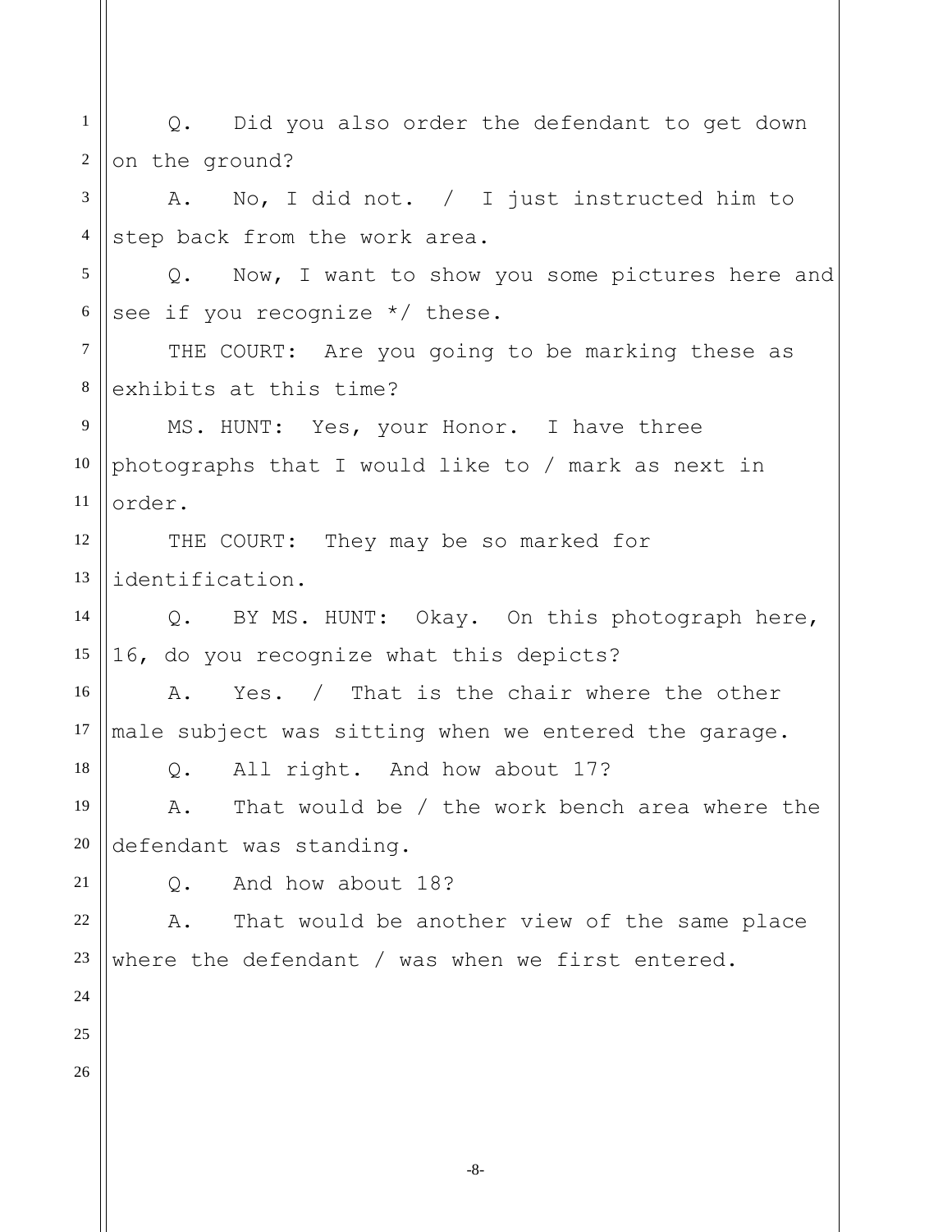Q. Did you also order the defendant to get down on the ground?

A. No, I did not. / I just instructed him to step back from the work area.

Q. Now, I want to show you some pictures here and see if you recognize */ these.

THE COURT: Are you going to be marking these as exhibits at this time?

MS. HUNT: Yes, your Honor. I have three photographs that I would like to / mark as next in order.

THE COURT: They may be so marked for identification.

Q. BY MS. HUNT: Okay. On this photograph here, 16, do you recognize what this depicts?

A. Yes. / That is the chair where the other male subject was sitting when we entered the garage.

Q. All right. And how about 17?

A. That would be / the work bench area where the defendant was standing.

Q. And how about 18?

A. That would be another view of the same place where the defendant / was when we first entered.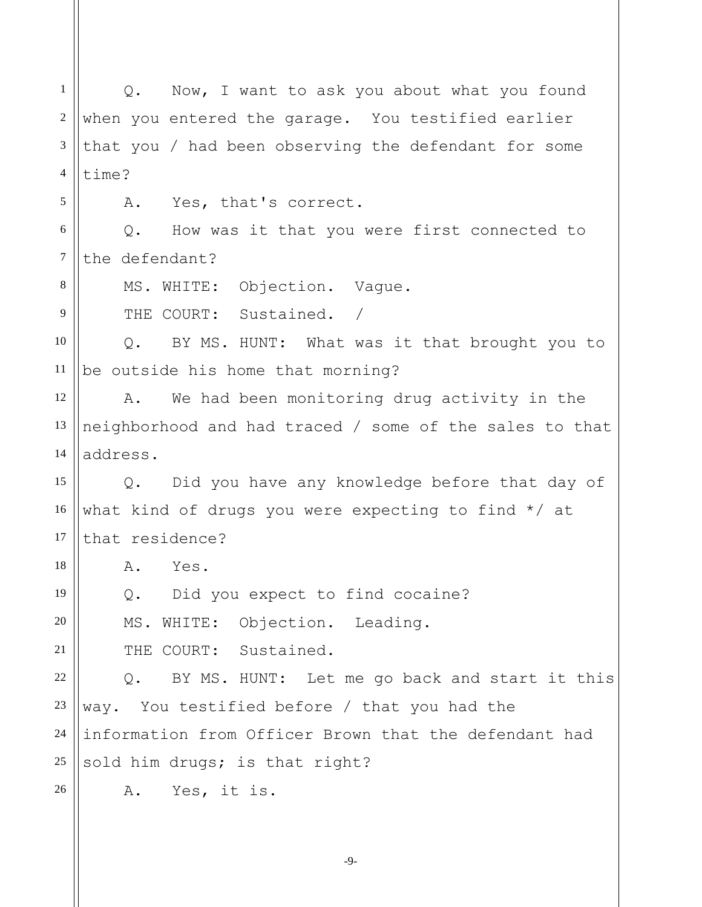Q. Now, I want to ask you about what you found when you entered the garage. You testified earlier that you / had been observing the defendant for some time?

A. Yes, that's correct.

Q. How was it that you were first connected to the defendant?

MS. WHITE: Objection. Vague.

THE COURT: Sustained. /

Q. BY MS. HUNT: What was it that brought you to be outside his home that morning?

A. We had been monitoring drug activity in the neighborhood and had traced / some of the sales to that address.

Q. Did you have any knowledge before that day of what kind of drugs you were expecting to find */ at that residence?

A. Yes.

Q. Did you expect to find cocaine?

MS. WHITE: Objection. Leading.

THE COURT: Sustained.

Q. BY MS. HUNT: Let me go back and start it this way. You testified before / that you had the information from Officer Brown that the defendant had sold him drugs; is that right?

A. Yes, it is.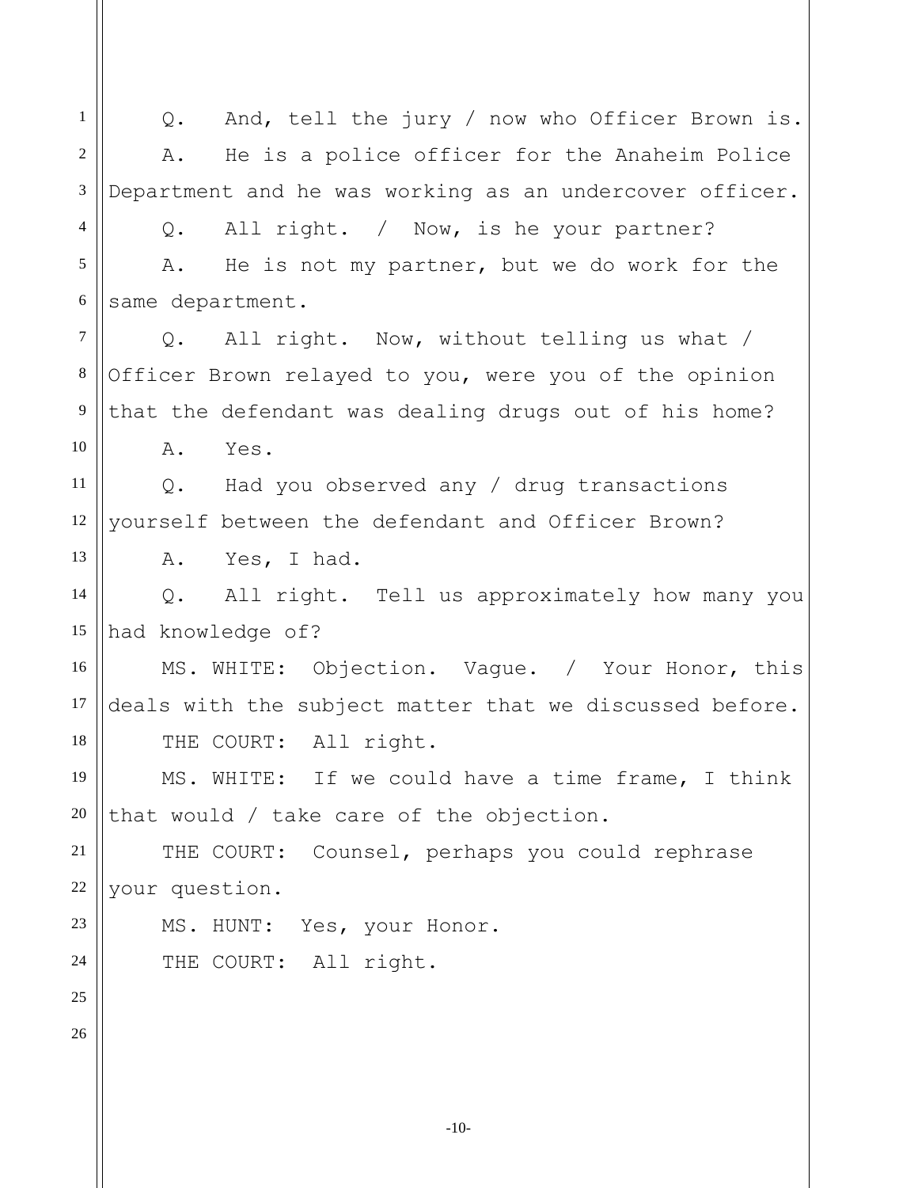Q. And, tell the jury / now who Officer Brown is.

A. He is a police officer for the Anaheim Police Department and he was working as an undercover officer.

Q. All right. / Now, is he your partner?

A. He is not my partner, but we do work for the same department.

Q. All right. Now, without telling us what / Officer Brown relayed to you, were you of the opinion that the defendant was dealing drugs out of his home?

A. Yes.

Q. Had you observed any / drug transactions yourself between the defendant and Officer Brown?

A. Yes, I had.

Q. All right. Tell us approximately how many you had knowledge of?

MS. WHITE: Objection. Vague. / Your Honor, this deals with the subject matter that we discussed before.

THE COURT: All right.

MS. WHITE: If we could have a time frame, I think that would / take care of the objection.

THE COURT: Counsel, perhaps you could rephrase your question.

MS. HUNT: Yes, your Honor.

THE COURT: All right.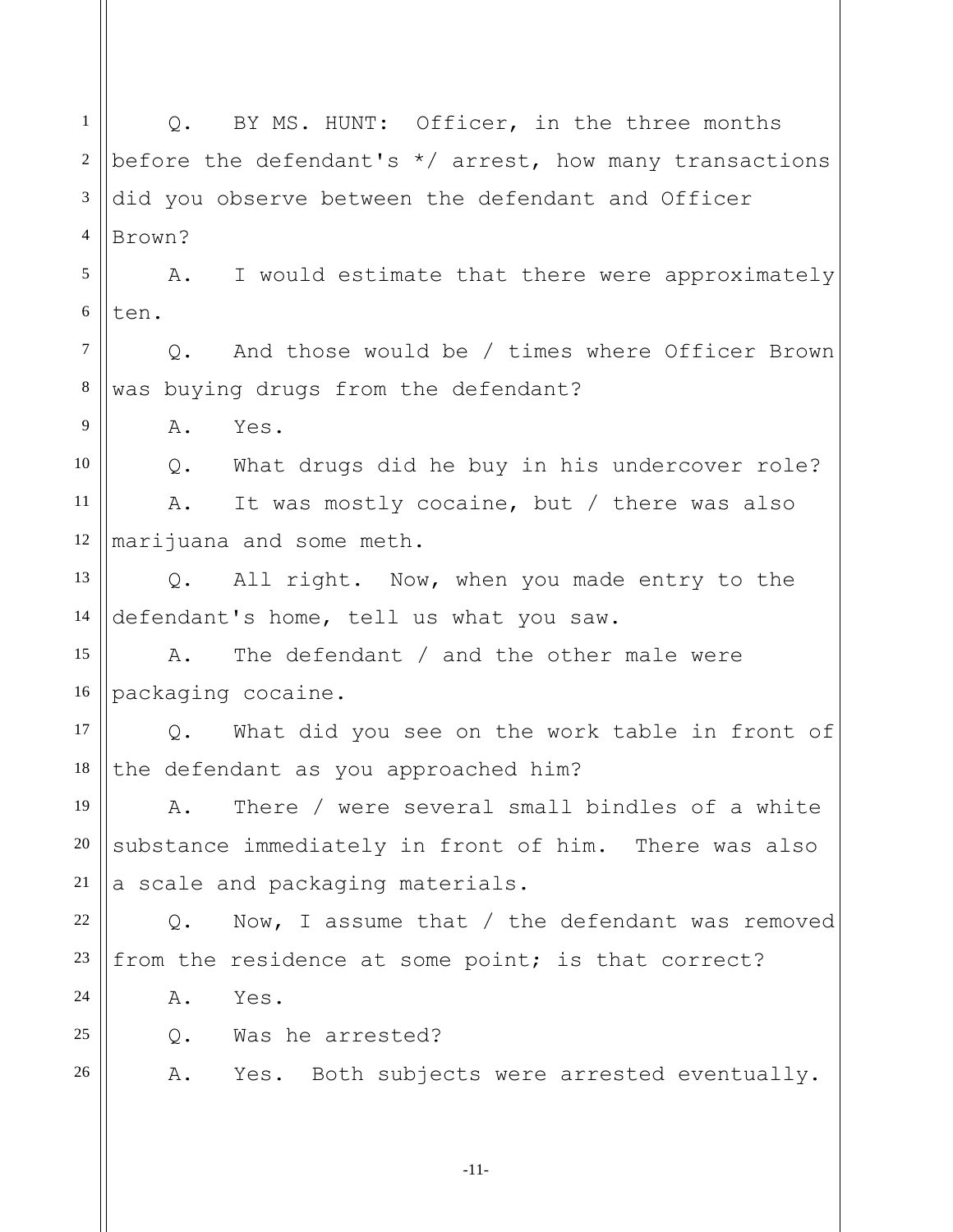Q. BY MS. HUNT: Officer, in the three months before the defendant's */ arrest, how many transactions did you observe between the defendant and Officer Brown?

A. I would estimate that there were approximately ten.

Q. And those would be / times where Officer Brown was buying drugs from the defendant?

A. Yes.

Q. What drugs did he buy in his undercover role?

A. It was mostly cocaine, but / there was also marijuana and some meth.

Q. All right. Now, when you made entry to the defendant's home, tell us what you saw.

A. The defendant / and the other male were packaging cocaine.

Q. What did you see on the work table in front of the defendant as you approached him?

A. There / were several small bindles of a white substance immediately in front of him. There was also a scale and packaging materials.

Q. Now, I assume that / the defendant was removed from the residence at some point; is that correct?

A. Yes.

Q. Was he arrested?

A. Yes. Both subjects were arrested eventually.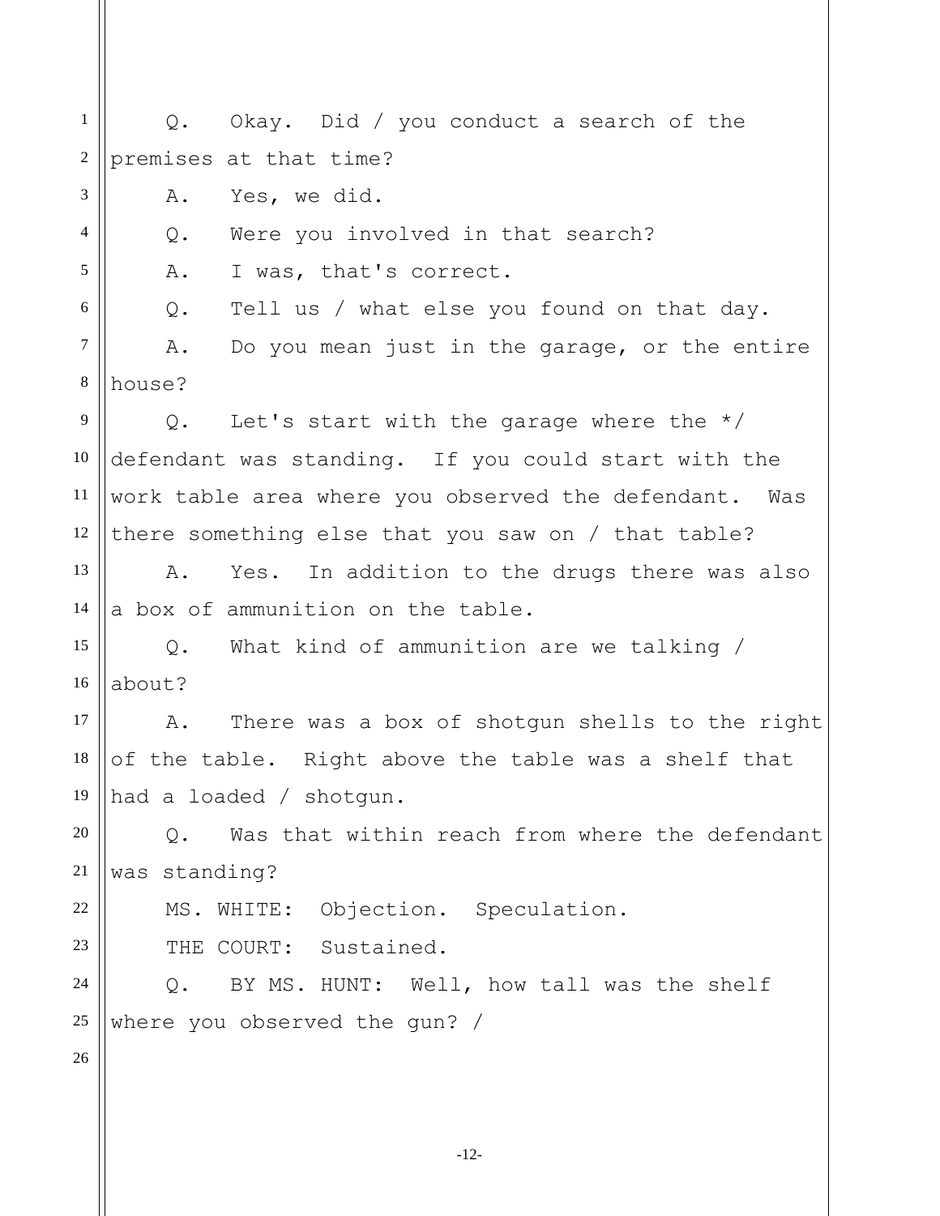Q. Okay. Did / you conduct a search of the premises at that time?

A. Yes, we did.

Q. Were you involved in that search?

A. I was, that's correct.

Q. Tell us / what else you found on that day.

A. Do you mean just in the garage, or the entire house?

Q. Let's start with the garage where the */ defendant was standing. If you could start with the work table area where you observed the defendant. Was there something else that you saw on / that table?

A. Yes. In addition to the drugs there was also a box of ammunition on the table.

Q. What kind of ammunition are we talking / about?

A. There was a box of shotgun shells to the right of the table. Right above the table was a shelf that had a loaded / shotgun.

Q. Was that within reach from where the defendant was standing?

MS. WHITE: Objection. Speculation.

THE COURT: Sustained.

Q. BY MS. HUNT: Well, how tall was the shelf where you observed the gun? /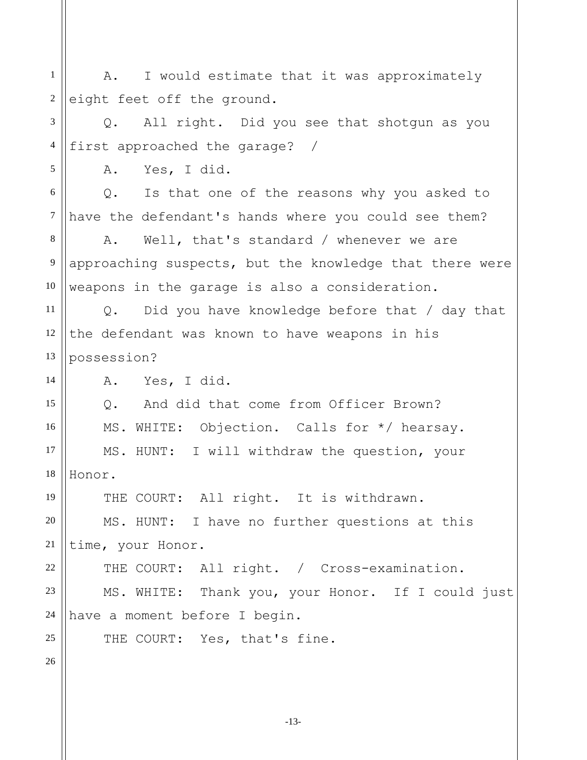A. I would estimate that it was approximately eight feet off the ground.

Q. All right. Did you see that shotgun as you first approached the garage? /

A. Yes, I did.

Q. Is that one of the reasons why you asked to have the defendant's hands where you could see them?

A. Well, that's standard / whenever we are approaching suspects, but the knowledge that there were weapons in the garage is also a consideration.

Q. Did you have knowledge before that / day that the defendant was known to have weapons in his possession?

A. Yes, I did.

Q. And did that come from Officer Brown?

MS. WHITE: Objection. Calls for */ hearsay.

MS. HUNT: I will withdraw the question, your Honor.

THE COURT: All right. It is withdrawn.

MS. HUNT: I have no further questions at this time, your Honor.

THE COURT: All right. / Cross-examination.

MS. WHITE: Thank you, your Honor. If I could just have a moment before I begin.

THE COURT: Yes, that's fine.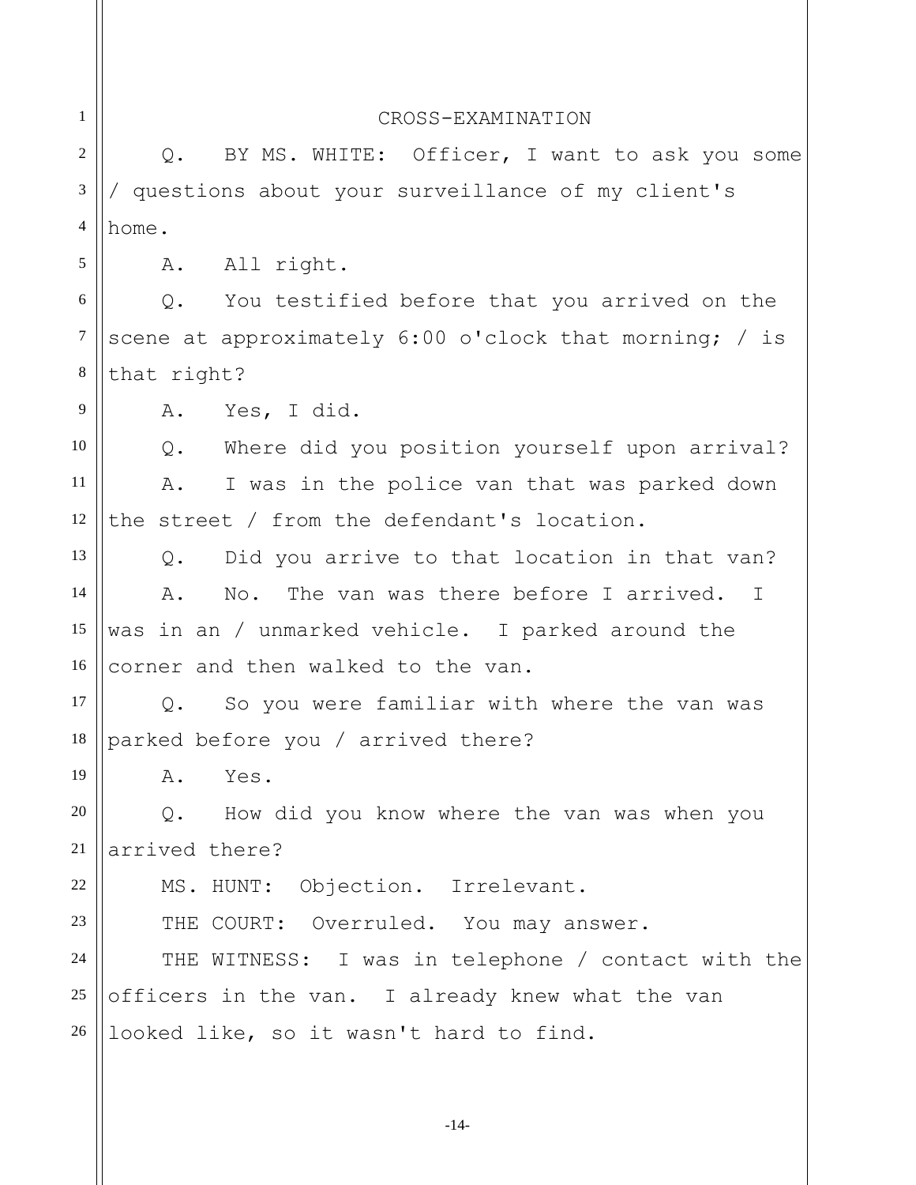## CROSS-EXAMINATION

Q. BY MS. WHITE: Officer, I want to ask you some / questions about your surveillance of my client's home.

A. All right.

Q. You testified before that you arrived on the scene at approximately 6:00 o'clock that morning; / is that right?

A. Yes, I did.

Q. Where did you position yourself upon arrival?

A. I was in the police van that was parked down the street / from the defendant's location.

Q. Did you arrive to that location in that van?

A. No. The van was there before I arrived. I was in an / unmarked vehicle. I parked around the corner and then walked to the van.

Q. So you were familiar with where the van was parked before you / arrived there?

A. Yes.

Q. How did you know where the van was when you arrived there?

MS. HUNT: Objection. Irrelevant.

THE COURT: Overruled. You may answer.

THE WITNESS: I was in telephone / contact with the officers in the van. I already knew what the van looked like, so it wasn't hard to find.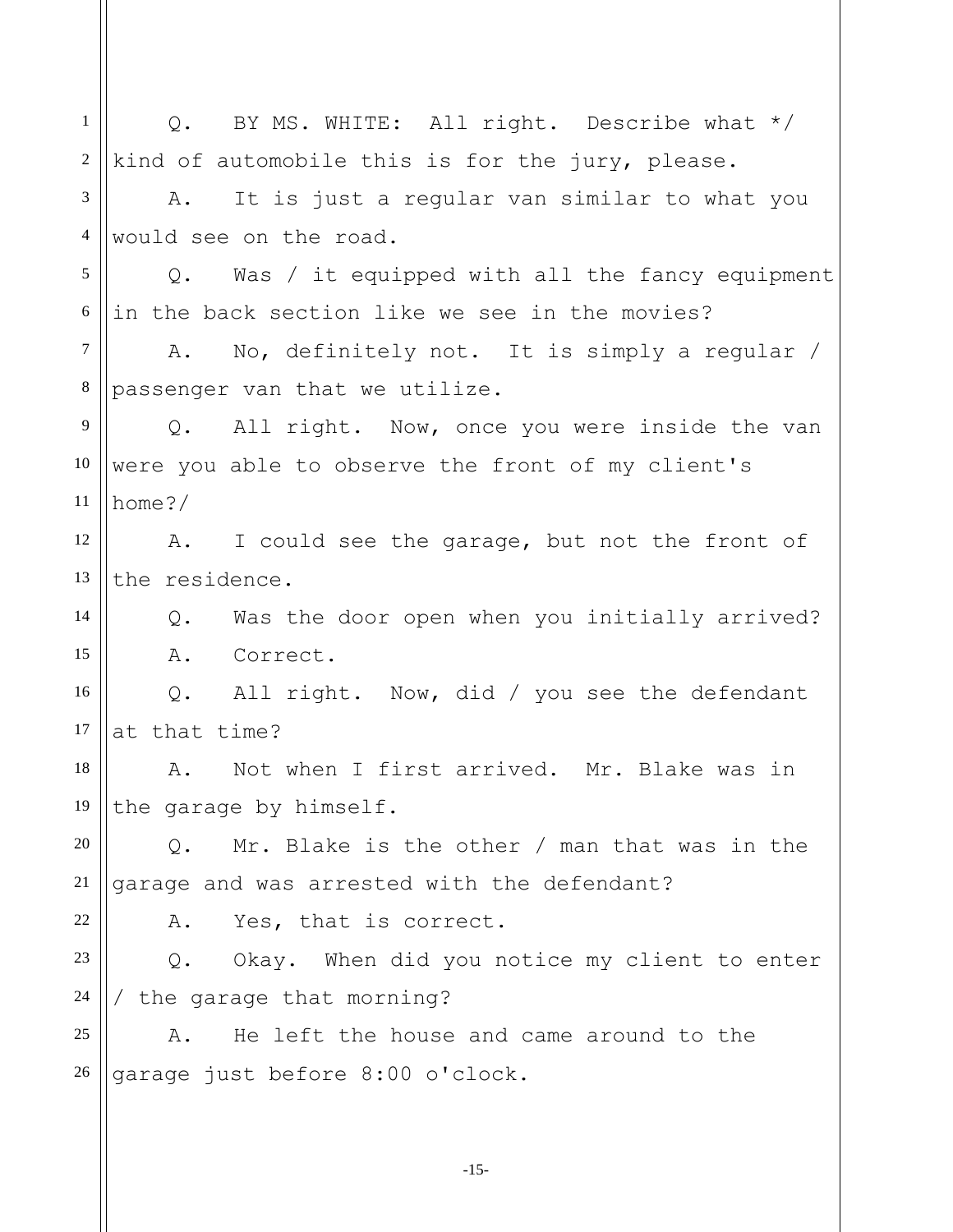Q. BY MS. WHITE: All right. Describe what */ kind of automobile this is for the jury, please.

A. It is just a regular van similar to what you would see on the road.

Q. Was / it equipped with all the fancy equipment in the back section like we see in the movies?

A. No, definitely not. It is simply a regular / passenger van that we utilize.

Q. All right. Now, once you were inside the van were you able to observe the front of my client's home?/

A. I could see the garage, but not the front of the residence.

Q. Was the door open when you initially arrived?

A. Correct.

Q. All right. Now, did / you see the defendant at that time?

A. Not when I first arrived. Mr. Blake was in the garage by himself.

Q. Mr. Blake is the other / man that was in the garage and was arrested with the defendant?

A. Yes, that is correct.

Q. Okay. When did you notice my client to enter / the garage that morning?

A. He left the house and came around to the garage just before 8:00 o'clock.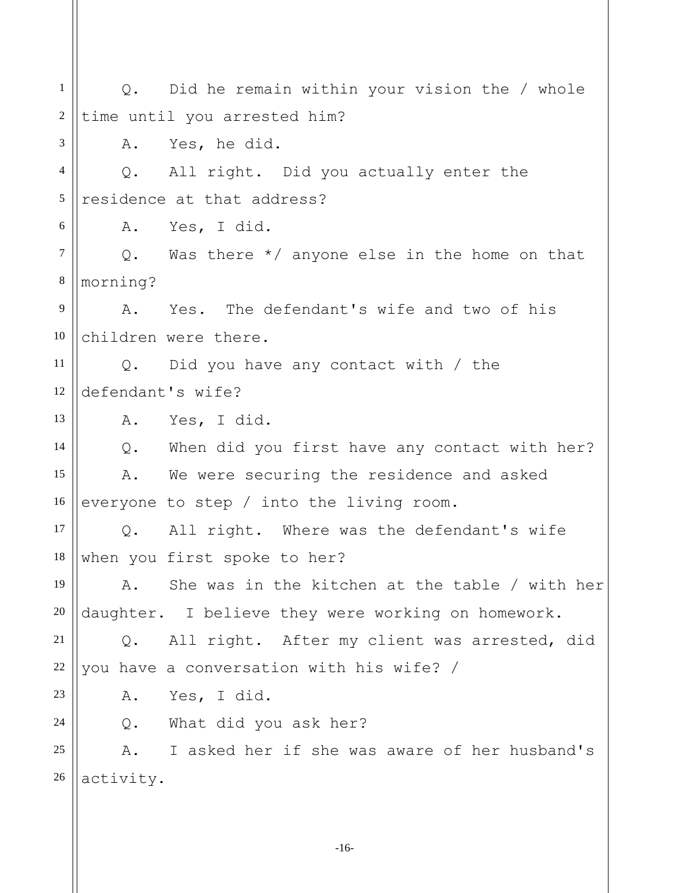Q. Did he remain within your vision the / whole time until you arrested him?

A. Yes, he did.

Q. All right. Did you actually enter the residence at that address?

A. Yes, I did.

Q. Was there */ anyone else in the home on that morning?

A. Yes. The defendant's wife and two of his children were there.

Q. Did you have any contact with / the defendant's wife?

A. Yes, I did.

Q. When did you first have any contact with her?

A. We were securing the residence and asked everyone to step / into the living room.

Q. All right. Where was the defendant's wife when you first spoke to her?

A. She was in the kitchen at the table / with her daughter. I believe they were working on homework.

Q. All right. After my client was arrested, did you have a conversation with his wife? /

A. Yes, I did.

Q. What did you ask her?

A. I asked her if she was aware of her husband's activity.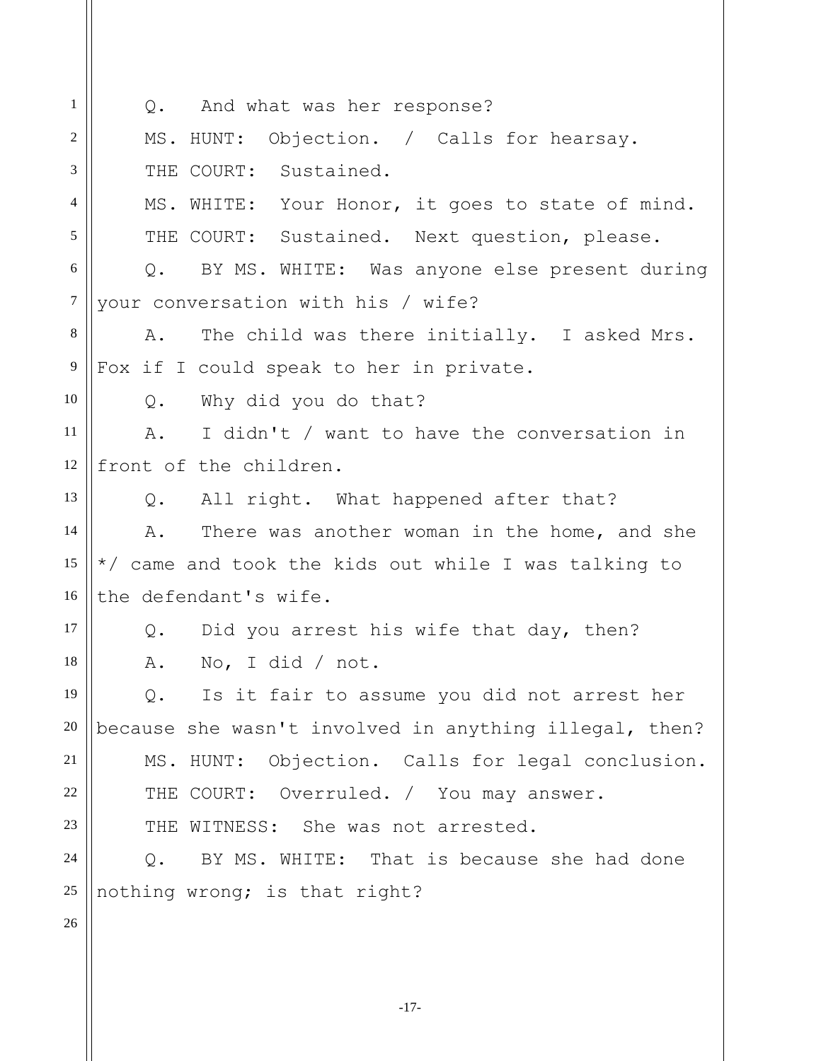Q. And what was her response?

MS. HUNT: Objection. / Calls for hearsay.

THE COURT: Sustained.

MS. WHITE: Your Honor, it goes to state of mind.

THE COURT: Sustained. Next question, please.

Q. BY MS. WHITE: Was anyone else present during your conversation with his / wife?

A. The child was there initially. I asked Mrs. Fox if I could speak to her in private.

Q. Why did you do that?

A. I didn't / want to have the conversation in front of the children.

Q. All right. What happened after that?

A. There was another woman in the home, and she */ came and took the kids out while I was talking to the defendant's wife.

Q. Did you arrest his wife that day, then?

A. No, I did / not.

Q. Is it fair to assume you did not arrest her because she wasn't involved in anything illegal, then?

MS. HUNT: Objection. Calls for legal conclusion.

THE COURT: Overruled. / You may answer.

THE WITNESS: She was not arrested.

Q. BY MS. WHITE: That is because she had done nothing wrong; is that right?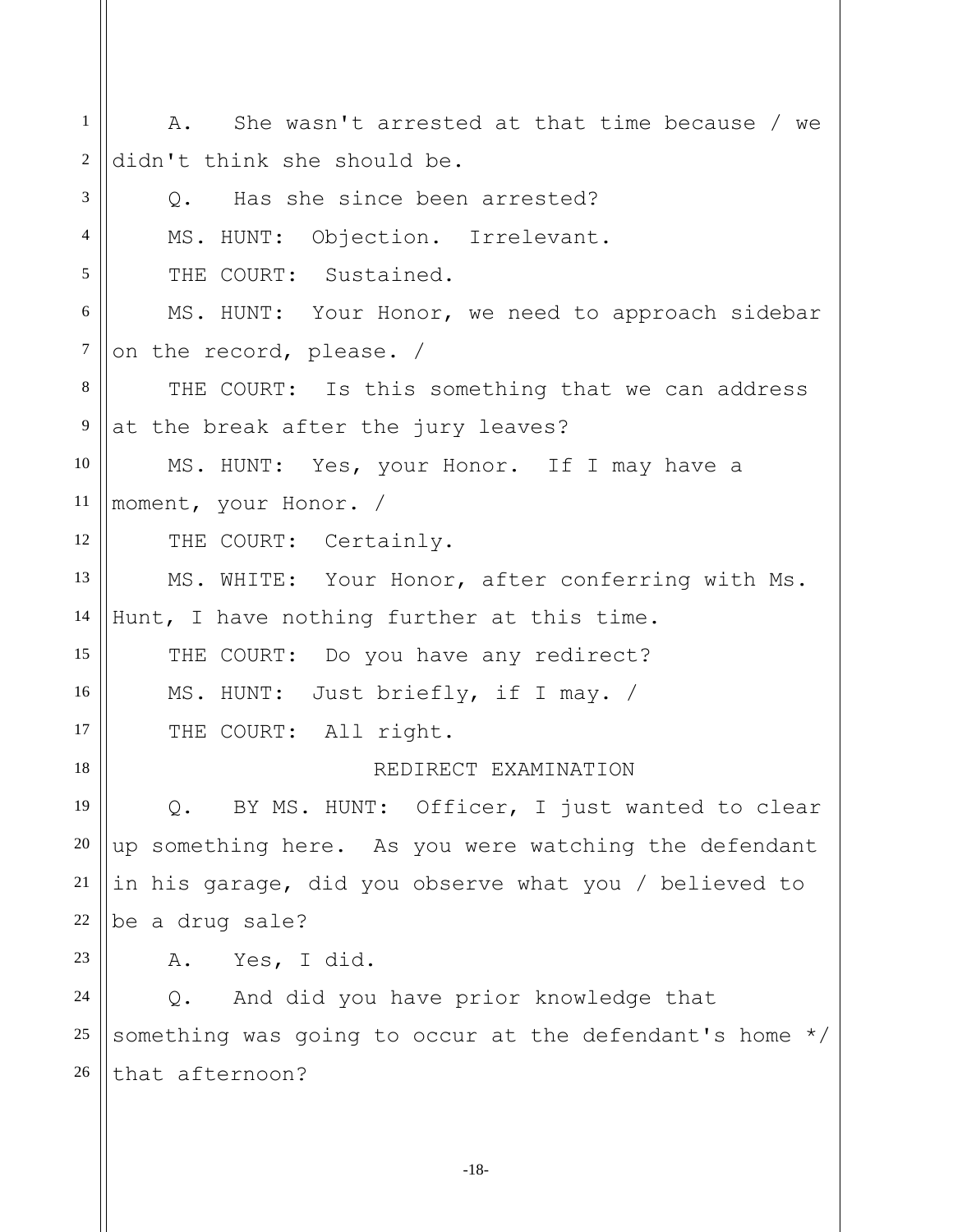A. She wasn't arrested at that time because / we didn't think she should be.

Q. Has she since been arrested?

MS. HUNT: Objection. Irrelevant.

THE COURT: Sustained.

MS. HUNT: Your Honor, we need to approach sidebar on the record, please. /

THE COURT: Is this something that we can address at the break after the jury leaves?

MS. HUNT: Yes, your Honor. If I may have a moment, your Honor. /

THE COURT: Certainly.

MS. WHITE: Your Honor, after conferring with Ms. Hunt, I have nothing further at this time.

THE COURT: Do you have any redirect?

MS. HUNT: Just briefly, if I may. /

THE COURT: All right.

REDIRECT EXAMINATION

Q. BY MS. HUNT: Officer, I just wanted to clear up something here. As you were watching the defendant in his garage, did you observe what you / believed to be a drug sale?

A. Yes, I did.

Q. And did you have prior knowledge that something was going to occur at the defendant's home */ that afternoon?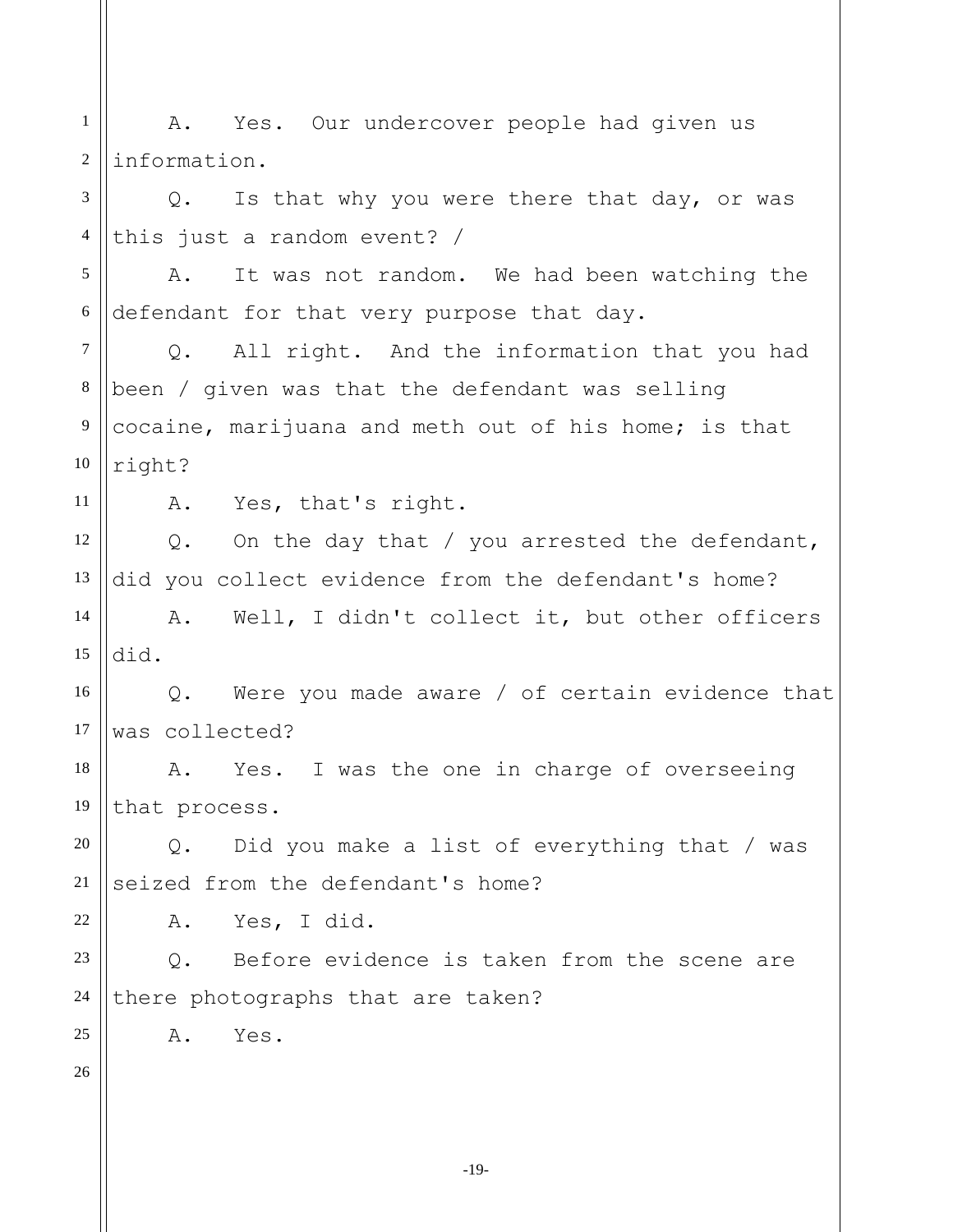A. Yes. Our undercover people had given us information.

Q. Is that why you were there that day, or was this just a random event? /

A. It was not random. We had been watching the defendant for that very purpose that day.

Q. All right. And the information that you had been / given was that the defendant was selling cocaine, marijuana and meth out of his home; is that right?

A. Yes, that's right.

Q. On the day that / you arrested the defendant, did you collect evidence from the defendant's home?

A. Well, I didn't collect it, but other officers did.

Q. Were you made aware / of certain evidence that was collected?

A. Yes. I was the one in charge of overseeing that process.

Q. Did you make a list of everything that / was seized from the defendant's home?

A. Yes, I did.

Q. Before evidence is taken from the scene are there photographs that are taken?

A. Yes.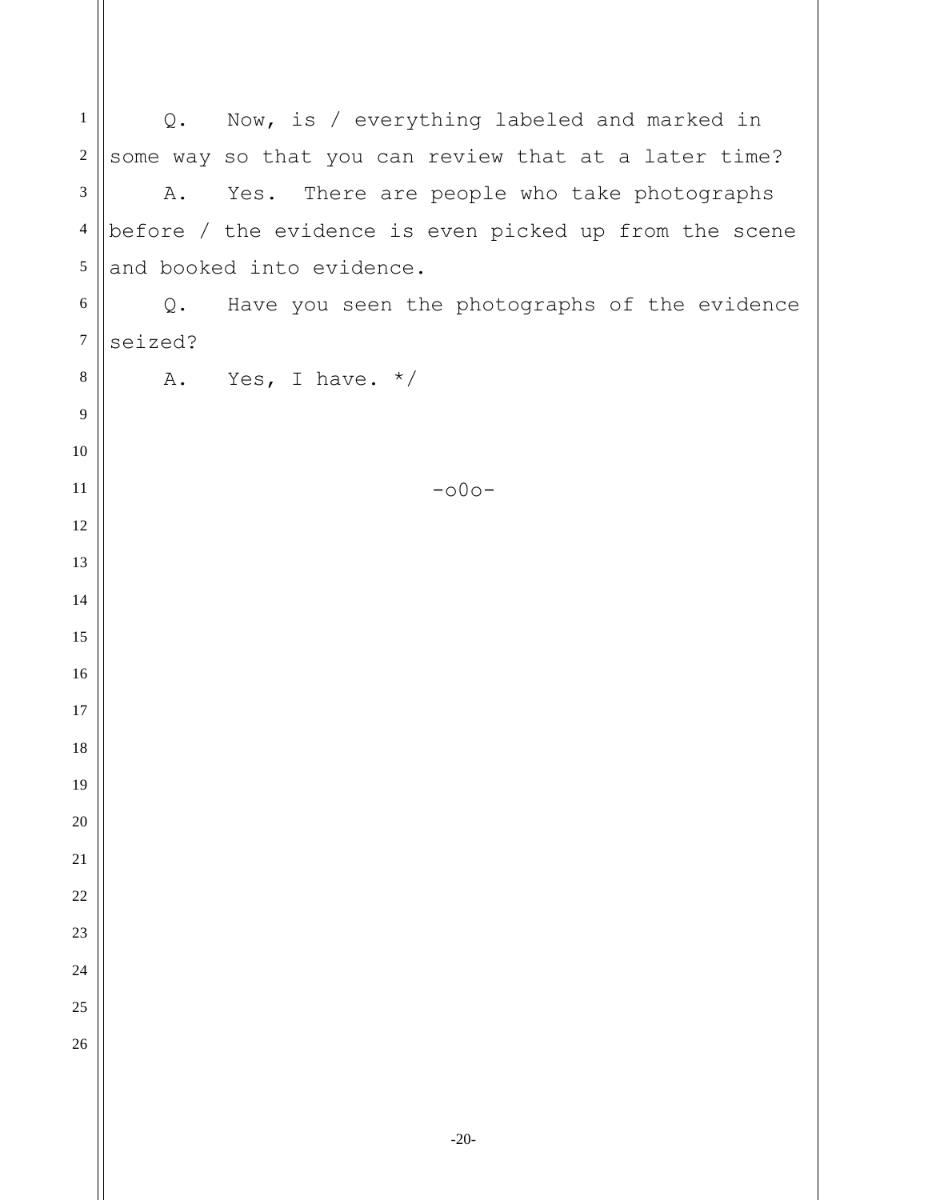Q. Now, is / everything labeled and marked in some way so that you can review that at a later time?

A. Yes. There are people who take photographs before / the evidence is even picked up from the scene and booked into evidence.

Q. Have you seen the photographs of the evidence seized?

A. Yes, I have. */

-o0o-